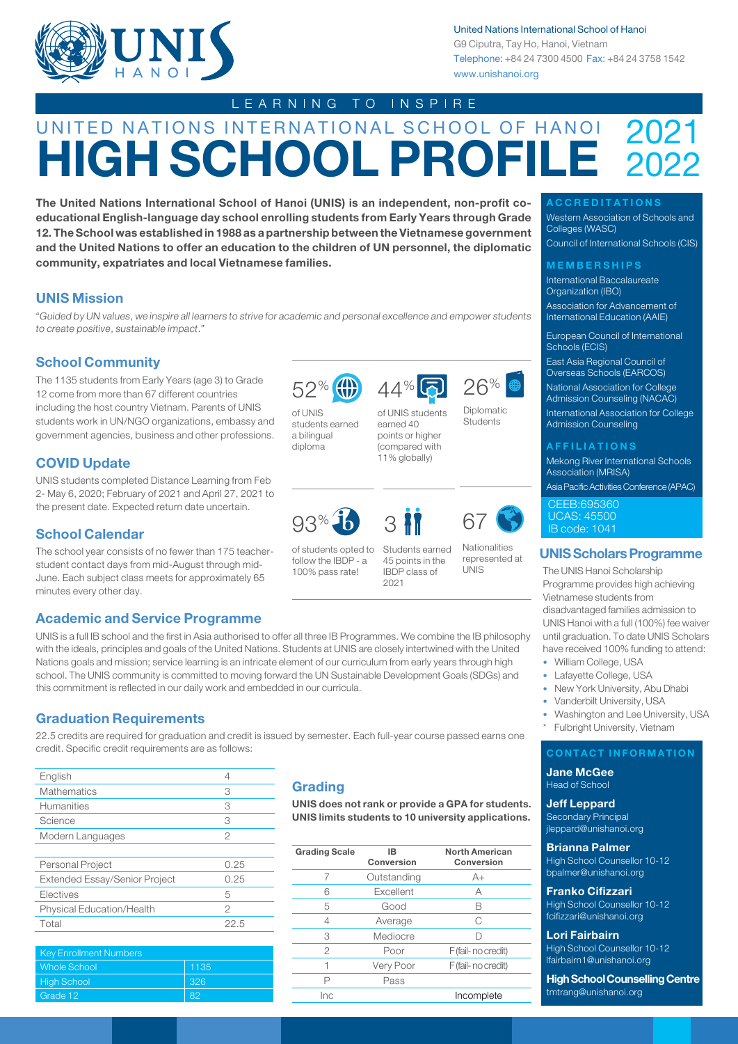United Nations International School of Hanoi
G9 Ciputra, Tay Ho, Hanoi, Vietnam
Telephone: +84 24 7300 4500 Fax: +84 24 3758 1542
www.unishanoi.org

LEARNING TO INSPIRE

# UNITED NATIONS INTERNATIONAL SCHOOL OF HANOI HIGH SCHOOL PROFILE 2021 2022

**The United Nations International School of Hanoi (UNIS) is an independent, non-profit co-educational English-language day school enrolling students from Early Years through Grade 12. The School was established in 1988 as a partnership between the Vietnamese government and the United Nations to offer an education to the children of UN personnel, the diplomatic community, expatriates and local Vietnamese families.**

## UNIS Mission

*"Guided by UN values, we inspire all learners to strive for academic and personal excellence and empower students to create positive, sustainable impact."*

## School Community

The 1135 students from Early Years (age 3) to Grade 12 come from more than 67 different countries including the host country Vietnam. Parents of UNIS students work in UN/NGO organizations, embassy and government agencies, business and other professions.

## COVID Update

UNIS students completed Distance Learning from Feb 2- May 6, 2020; February of 2021 and April 27, 2021 to the present date. Expected return date uncertain.

## School Calendar

The school year consists of no fewer than 175 teacher-student contact days from mid-August through mid-June. Each subject class meets for approximately 65 minutes every other day.

52% of UNIS students earned a bilingual diploma

44% of UNIS students earned 40 points or higher (compared with 11% globally)

26% Diplomatic Students

93% of students opted to follow the IBDP - a 100% pass rate!

3 Students earned 45 points in the IBDP class of 2021

67 Nationalities represented at UNIS

## Academic and Service Programme

UNIS is a full IB school and the first in Asia authorised to offer all three IB Programmes. We combine the IB philosophy with the ideals, principles and goals of the United Nations. Students at UNIS are closely intertwined with the United Nations goals and mission; service learning is an intricate element of our curriculum from early years through high school. The UNIS community is committed to moving forward the UN Sustainable Development Goals (SDGs) and this commitment is reflected in our daily work and embedded in our curricula.

## Graduation Requirements

22.5 credits are required for graduation and credit is issued by semester. Each full-year course passed earns one credit. Specific credit requirements are as follows:

| Subject | Credits |
|---|---|
| English | 4 |
| Mathematics | 3 |
| Humanities | 3 |
| Science | 3 |
| Modern Languages | 2 |
| | |
| Personal Project | 0.25 |
| Extended Essay/Senior Project | 0.25 |
| Electives | 5 |
| Physical Education/Health | 2 |
| Total | 22.5 |

| Key Enrollment Numbers | |
|---|---|
| Whole School | 1135 |
| High School | 326 |
| Grade 12 | 82 |

## Grading

**UNIS does not rank or provide a GPA for students. UNIS limits students to 10 university applications.**

| Grading Scale | IB Conversion | North American Conversion |
|---|---|---|
| 7 | Outstanding | A+ |
| 6 | Excellent | A |
| 5 | Good | B |
| 4 | Average | C |
| 3 | Mediocre | D |
| 2 | Poor | F (fail- no credit) |
| 1 | Very Poor | F (fail- no credit) |
| P | Pass | |
| Inc | | Incomplete |

## ACCREDITATIONS

Western Association of Schools and Colleges (WASC)

Council of International Schools (CIS)

## MEMBERSHIPS

International Baccalaureate Organization (IBO)

Association for Advancement of International Education (AAIE)

European Council of International Schools (ECIS)

East Asia Regional Council of Overseas Schools (EARCOS)

National Association for College Admission Counseling (NACAC)

International Association for College Admission Counseling

## AFFILIATIONS

Mekong River International Schools Association (MRISA)

Asia Pacific Activities Conference (APAC)

CEEB:695360
UCAS: 45500
IB code: 1041

## UNIS Scholars Programme

The UNIS Hanoi Scholarship Programme provides high achieving Vietnamese students from disadvantaged families admission to UNIS Hanoi with a full (100%) fee waiver until graduation. To date UNIS Scholars have received 100% funding to attend:

- William College, USA
- Lafayette College, USA
- New York University, Abu Dhabi
- Vanderbilt University, USA
- Washington and Lee University, USA
- Fulbright University, Vietnam

## CONTACT INFORMATION

**Jane McGee**
Head of School

**Jeff Leppard**
Secondary Principal
jleppard@unishanoi.org

**Brianna Palmer**
High School Counsellor 10-12
bpalmer@unishanoi.org

**Franko Cifizzari**
High School Counsellor 10-12
fcifizzari@unishanoi.org

**Lori Fairbairn**
High School Counsellor 10-12
lfairbairn1@unishanoi.org

**High School Counselling Centre**
tmtrang@unishanoi.org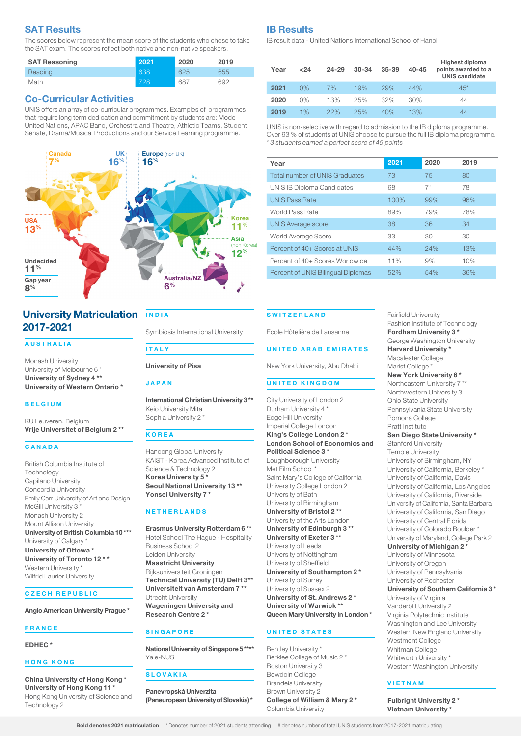## SAT Results

The scores below represent the mean score of the students who chose to take the SAT exam. The scores reflect both native and non-native speakers.

| SAT Reasoning | 2021 | 2020 | 2019 |
|---|---|---|---|
| Reading | 638 | 625 | 655 |
| Math | 728 | 687 | 692 |

## Co-Curricular Activities

UNIS offers an array of co-curricular programmes. Examples of programmes that require long term dedication and commitment by students are: Model United Nations, APAC Band, Orchestra and Theatre, Athletic Teams, Student Senate, Drama/Musical Productions and our Service Learning programme.

Canada 7%

UK 16%

Europe (non UK) 16%

USA 13%

Korea 11%

Asia (non Korea) 12%

Undecided 11%

Gap year 8%

Australia/NZ 6%

## IB Results

IB result data - United Nations International School of Hanoi

| Year | <24 | 24-29 | 30-34 | 35-39 | 40-45 | Highest diploma points awarded to a UNIS candidate |
|---|---|---|---|---|---|---|
| 2021 | 0% | 7% | 19% | 29% | 44% | 45* |
| 2020 | 0% | 13% | 25% | 32% | 30% | 44 |
| 2019 | 1% | 22% | 25% | 40% | 13% | 44 |

UNIS is non-selective with regard to admission to the IB diploma programme. Over 93 % of students at UNIS choose to pursue the full IB diploma programme.

*\* 3 students earned a perfect score of 45 points*

| Year | 2021 | 2020 | 2019 |
|---|---|---|---|
| Total number of UNIS Graduates | 73 | 75 | 80 |
| UNIS IB Diploma Candidates | 68 | 71 | 78 |
| UNIS Pass Rate | 100% | 99% | 96% |
| World Pass Rate | 89% | 79% | 78% |
| UNIS Average score | 38 | 36 | 34 |
| World Average Score | 33 | 30 | 30 |
| Percent of 40+ Scores at UNIS | 44% | 24% | 13% |
| Percent of 40+ Scores Worldwide | 11% | 9% | 10% |
| Percent of UNIS Bilingual Diplomas | 52% | 54% | 36% |

## University Matriculation 2017-2021

### AUSTRALIA

Monash University
University of Melbourne 6 *
**University of Sydney 4 \*\***
**University of Western Ontario \***

### BELGIUM

KU Leuveren, Belgium
**Vrije Universitet of Belgium 2 \*\***

### CANADA

British Columbia Institute of Technology
Capilano University
Concordia University
Emily Carr University of Art and Design
McGill University 3 *
Monash University 2
Mount Allison University
**University of British Columbia 10 \*\*\***
University of Calgary *
**University of Ottowa \***
**University of Toronto 12 \* \***
Western University *
Wilfrid Laurier University

### CZECH REPUBLIC

**Anglo American University Prague \***

### FRANCE

**EDHEC \***

### HONG KONG

**China University of Hong Kong \***
**University of Hong Kong 11 \***
Hong Kong University of Science and Technology 2

### INDIA

Symbiosis International University

### ITALY

**University of Pisa**

### JAPAN

**International Christian University 3 \*\***
Keio University Mita
Sophia University 2 *

### KOREA

Handong Global University
KAIST - Korea Advanced Institute of Science & Technology 2
**Korea University 5 \***
**Seoul National University 13 \*\***
**Yonsei University 7 \***

### NETHERLANDS

**Erasmus University Rotterdam 6 \*\***
Hotel School The Hague - Hospitality Business School 2
Leiden University
**Maastricht University**
Rijksuniversiteit Groningen
**Technical University (TU) Delft 3\*\***
**Universiteit van Amsterdam 7 \*\***
Utrecht University
**Wageningen University and Research Centre 2 \***

### SINGAPORE

**National University of Singapore 5 \*\*\*\***
Yale-NUS

### SLOVAKIA

**Panevropská Univerzita (Paneuropean University of Slovakia) \***

### SWITZERLAND

Ecole Hôtelière de Lausanne

### UNITED ARAB EMIRATES

New York University, Abu Dhabi

### UNITED KINGDOM

City University of London 2
Durham University 4 *
Edge Hill University
Imperial College London
**King's College London 2 \***
**London School of Economics and Political Science 3 \***
Loughborough University
Met Film School *
Saint Mary's College of California
University College London 2
University of Bath
University of Birmingham
**University of Bristol 2 \*\***
University of the Arts London
**University of Edinburgh 3 \*\***
**University of Exeter 3 \*\***
University of Leeds
University of Nottingham
University of Sheffield
**University of Southampton 2 \***
University of Surrey
University of Sussex 2
**University of St. Andrews 2 \***
**University of Warwick \*\***
**Queen Mary University in London \***

### UNITED STATES

Bentley University *
Berklee College of Music 2 *
Boston University 3
Bowdoin College
Brandeis University
Brown University 2
**College of William & Mary 2 \***
Columbia University
Fairfield University
Fashion Institute of Technology
**Fordham University 3 \***
George Washington University
**Harvard University \***
Macalester College
Marist College *
**New York University 6 \***
Northeastern University 7 **
Northwestern University 3
Ohio State University
Pennsylvania State University
Pomona College
Pratt Institute
**San Diego State University \***
Stanford University
Temple University
University of Birmingham, NY
University of California, Berkeley *
University of California, Davis
University of California, Los Angeles
University of California, Riverside
University of California, Santa Barbara
University of California, San Diego
University of Central Florida
University of Colorado Boulder *
University of Maryland, College Park 2
**University of Michigan 2 \***
University of Minnesota
University of Oregon
University of Pennsylvania
University of Rochester
**University of Southern California 3 \***
University of Virginia
Vanderbilt University 2
Virginia Polytechnic Institute
Washington and Lee University
Western New England University
Westmont College
Whitman College
Whitworth University *
Western Washington University

### VIETNAM

**Fulbright University 2 \***
**Vietnam University \***

**Bold denotes 2021 matriculation** * Denotes number of 2021 students attending # denotes number of total UNIS students from 2017-2021 matriculating